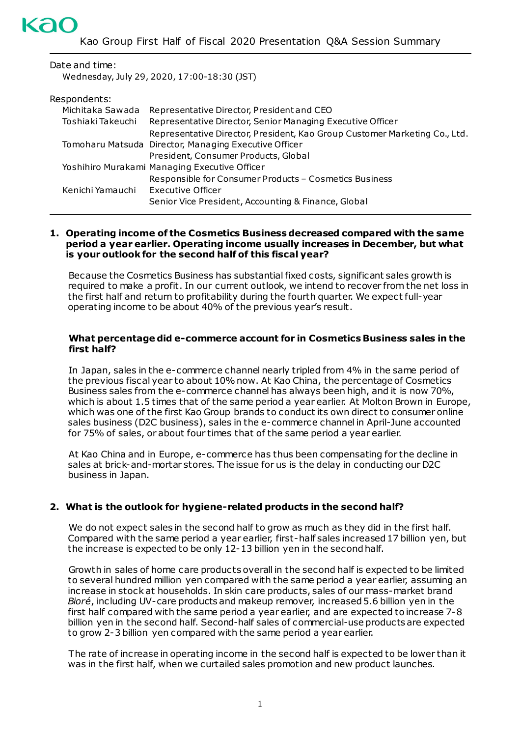Kao

# Kao Group First Half of Fiscal 2020 Presentation Q&A Session Summary

Date and time:
Wednesday, July 29, 2020, 17:00-18:30 (JST)

Respondents:

| | |
|---|---|
| Michitaka Sawada | Representative Director, President and CEO |
| Toshiaki Takeuchi | Representative Director, Senior Managing Executive Officer<br>Representative Director, President, Kao Group Customer Marketing Co., Ltd. |
| Tomoharu Matsuda | Director, Managing Executive Officer<br>President, Consumer Products, Global |
| Yoshihiro Murakami | Managing Executive Officer<br>Responsible for Consumer Products – Cosmetics Business |
| Kenichi Yamauchi | Executive Officer<br>Senior Vice President, Accounting & Finance, Global |

**1. Operating income of the Cosmetics Business decreased compared with the same period a year earlier. Operating income usually increases in December, but what is your outlook for the second half of this fiscal year?**

Because the Cosmetics Business has substantial fixed costs, significant sales growth is required to make a profit. In our current outlook, we intend to recover from the net loss in the first half and return to profitability during the fourth quarter. We expect full-year operating income to be about 40% of the previous year's result.

**What percentage did e-commerce account for in Cosmetics Business sales in the first half?**

In Japan, sales in the e-commerce channel nearly tripled from 4% in the same period of the previous fiscal year to about 10% now. At Kao China, the percentage of Cosmetics Business sales from the e-commerce channel has always been high, and it is now 70%, which is about 1.5 times that of the same period a year earlier. At Molton Brown in Europe, which was one of the first Kao Group brands to conduct its own direct to consumer online sales business (D2C business), sales in the e-commerce channel in April-June accounted for 75% of sales, or about four times that of the same period a year earlier.

At Kao China and in Europe, e-commerce has thus been compensating for the decline in sales at brick-and-mortar stores. The issue for us is the delay in conducting our D2C business in Japan.

**2. What is the outlook for hygiene-related products in the second half?**

We do not expect sales in the second half to grow as much as they did in the first half. Compared with the same period a year earlier, first-half sales increased 17 billion yen, but the increase is expected to be only 12-13 billion yen in the second half.

Growth in sales of home care products overall in the second half is expected to be limited to several hundred million yen compared with the same period a year earlier, assuming an increase in stock at households. In skin care products, sales of our mass-market brand *Bioré*, including UV-care products and makeup remover, increased 5.6 billion yen in the first half compared with the same period a year earlier, and are expected to increase 7-8 billion yen in the second half. Second-half sales of commercial-use products are expected to grow 2-3 billion yen compared with the same period a year earlier.

The rate of increase in operating income in the second half is expected to be lower than it was in the first half, when we curtailed sales promotion and new product launches.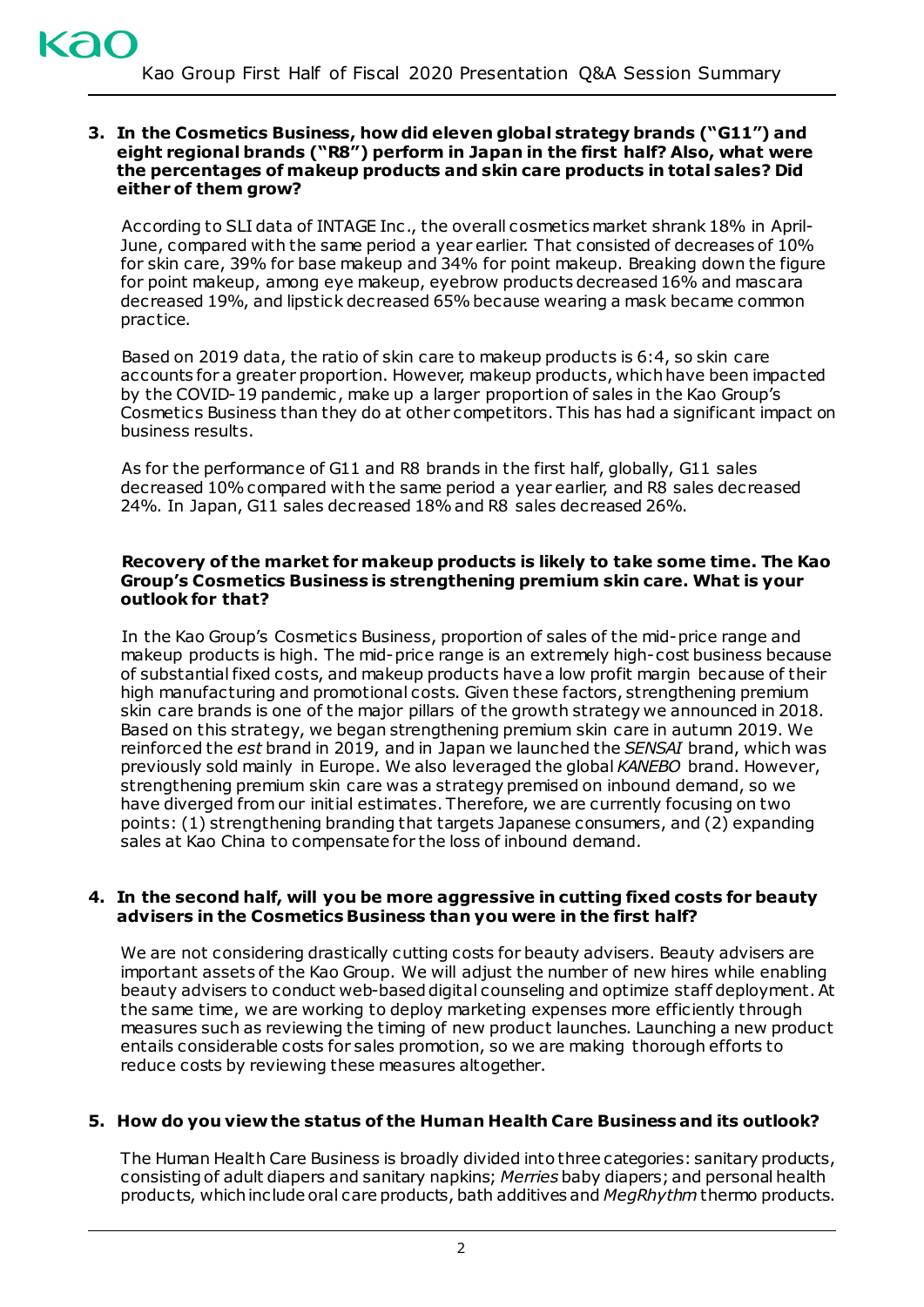**3. In the Cosmetics Business, how did eleven global strategy brands ("G11") and eight regional brands ("R8") perform in Japan in the first half? Also, what were the percentages of makeup products and skin care products in total sales? Did either of them grow?**

According to SLI data of INTAGE Inc., the overall cosmetics market shrank 18% in April-June, compared with the same period a year earlier. That consisted of decreases of 10% for skin care, 39% for base makeup and 34% for point makeup. Breaking down the figure for point makeup, among eye makeup, eyebrow products decreased 16% and mascara decreased 19%, and lipstick decreased 65% because wearing a mask became common practice.

Based on 2019 data, the ratio of skin care to makeup products is 6:4, so skin care accounts for a greater proportion. However, makeup products, which have been impacted by the COVID-19 pandemic, make up a larger proportion of sales in the Kao Group's Cosmetics Business than they do at other competitors. This has had a significant impact on business results.

As for the performance of G11 and R8 brands in the first half, globally, G11 sales decreased 10% compared with the same period a year earlier, and R8 sales decreased 24%. In Japan, G11 sales decreased 18% and R8 sales decreased 26%.

**Recovery of the market for makeup products is likely to take some time. The Kao Group's Cosmetics Business is strengthening premium skin care. What is your outlook for that?**

In the Kao Group's Cosmetics Business, proportion of sales of the mid-price range and makeup products is high. The mid-price range is an extremely high-cost business because of substantial fixed costs, and makeup products have a low profit margin because of their high manufacturing and promotional costs. Given these factors, strengthening premium skin care brands is one of the major pillars of the growth strategy we announced in 2018. Based on this strategy, we began strengthening premium skin care in autumn 2019. We reinforced the *est* brand in 2019, and in Japan we launched the *SENSAI* brand, which was previously sold mainly in Europe. We also leveraged the global *KANEBO* brand. However, strengthening premium skin care was a strategy premised on inbound demand, so we have diverged from our initial estimates. Therefore, we are currently focusing on two points: (1) strengthening branding that targets Japanese consumers, and (2) expanding sales at Kao China to compensate for the loss of inbound demand.

**4. In the second half, will you be more aggressive in cutting fixed costs for beauty advisers in the Cosmetics Business than you were in the first half?**

We are not considering drastically cutting costs for beauty advisers. Beauty advisers are important assets of the Kao Group. We will adjust the number of new hires while enabling beauty advisers to conduct web-based digital counseling and optimize staff deployment. At the same time, we are working to deploy marketing expenses more efficiently through measures such as reviewing the timing of new product launches. Launching a new product entails considerable costs for sales promotion, so we are making thorough efforts to reduce costs by reviewing these measures altogether.

**5. How do you view the status of the Human Health Care Business and its outlook?**

The Human Health Care Business is broadly divided into three categories: sanitary products, consisting of adult diapers and sanitary napkins; *Merries* baby diapers; and personal health products, which include oral care products, bath additives and *MegRhythm* thermo products.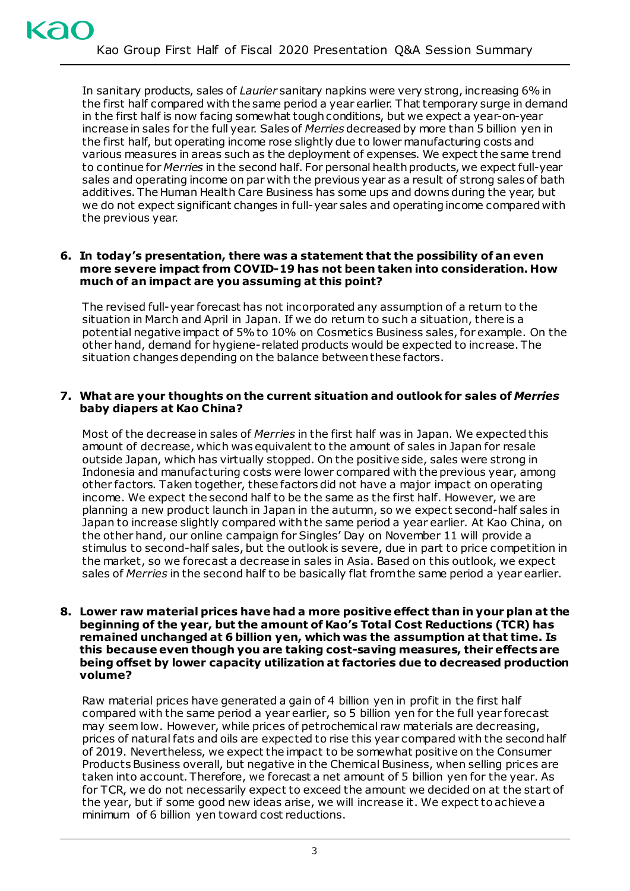In sanitary products, sales of *Laurier* sanitary napkins were very strong, increasing 6% in the first half compared with the same period a year earlier. That temporary surge in demand in the first half is now facing somewhat tough conditions, but we expect a year-on-year increase in sales for the full year. Sales of *Merries* decreased by more than 5 billion yen in the first half, but operating income rose slightly due to lower manufacturing costs and various measures in areas such as the deployment of expenses. We expect the same trend to continue for *Merries* in the second half. For personal health products, we expect full-year sales and operating income on par with the previous year as a result of strong sales of bath additives. The Human Health Care Business has some ups and downs during the year, but we do not expect significant changes in full-year sales and operating income compared with the previous year.

**6. In today's presentation, there was a statement that the possibility of an even more severe impact from COVID-19 has not been taken into consideration. How much of an impact are you assuming at this point?**

The revised full-year forecast has not incorporated any assumption of a return to the situation in March and April in Japan. If we do return to such a situation, there is a potential negative impact of 5% to 10% on Cosmetics Business sales, for example. On the other hand, demand for hygiene-related products would be expected to increase. The situation changes depending on the balance between these factors.

**7. What are your thoughts on the current situation and outlook for sales of *Merries* baby diapers at Kao China?**

Most of the decrease in sales of *Merries* in the first half was in Japan. We expected this amount of decrease, which was equivalent to the amount of sales in Japan for resale outside Japan, which has virtually stopped. On the positive side, sales were strong in Indonesia and manufacturing costs were lower compared with the previous year, among other factors. Taken together, these factors did not have a major impact on operating income. We expect the second half to be the same as the first half. However, we are planning a new product launch in Japan in the autumn, so we expect second-half sales in Japan to increase slightly compared with the same period a year earlier. At Kao China, on the other hand, our online campaign for Singles' Day on November 11 will provide a stimulus to second-half sales, but the outlook is severe, due in part to price competition in the market, so we forecast a decrease in sales in Asia. Based on this outlook, we expect sales of *Merries* in the second half to be basically flat from the same period a year earlier.

**8. Lower raw material prices have had a more positive effect than in your plan at the beginning of the year, but the amount of Kao's Total Cost Reductions (TCR) has remained unchanged at 6 billion yen, which was the assumption at that time. Is this because even though you are taking cost-saving measures, their effects are being offset by lower capacity utilization at factories due to decreased production volume?**

Raw material prices have generated a gain of 4 billion yen in profit in the first half compared with the same period a year earlier, so 5 billion yen for the full year forecast may seem low. However, while prices of petrochemical raw materials are decreasing, prices of natural fats and oils are expected to rise this year compared with the second half of 2019. Nevertheless, we expect the impact to be somewhat positive on the Consumer Products Business overall, but negative in the Chemical Business, when selling prices are taken into account. Therefore, we forecast a net amount of 5 billion yen for the year. As for TCR, we do not necessarily expect to exceed the amount we decided on at the start of the year, but if some good new ideas arise, we will increase it. We expect to achieve a minimum of 6 billion yen toward cost reductions.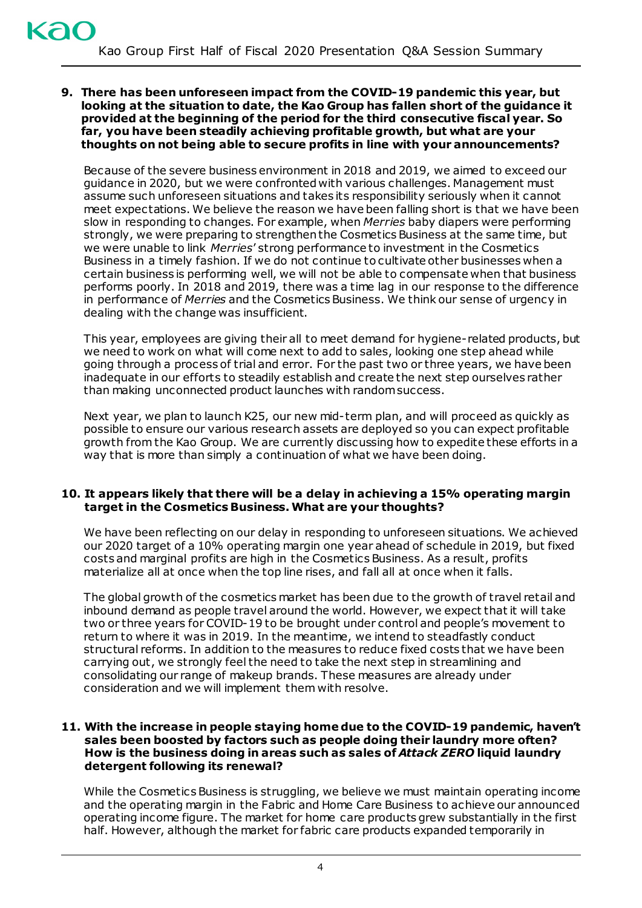**9. There has been unforeseen impact from the COVID-19 pandemic this year, but looking at the situation to date, the Kao Group has fallen short of the guidance it provided at the beginning of the period for the third consecutive fiscal year. So far, you have been steadily achieving profitable growth, but what are your thoughts on not being able to secure profits in line with your announcements?**

Because of the severe business environment in 2018 and 2019, we aimed to exceed our guidance in 2020, but we were confronted with various challenges. Management must assume such unforeseen situations and takes its responsibility seriously when it cannot meet expectations. We believe the reason we have been falling short is that we have been slow in responding to changes. For example, when *Merries* baby diapers were performing strongly, we were preparing to strengthen the Cosmetics Business at the same time, but we were unable to link *Merries*' strong performance to investment in the Cosmetics Business in a timely fashion. If we do not continue to cultivate other businesses when a certain business is performing well, we will not be able to compensate when that business performs poorly. In 2018 and 2019, there was a time lag in our response to the difference in performance of *Merries* and the Cosmetics Business. We think our sense of urgency in dealing with the change was insufficient.

This year, employees are giving their all to meet demand for hygiene-related products, but we need to work on what will come next to add to sales, looking one step ahead while going through a process of trial and error. For the past two or three years, we have been inadequate in our efforts to steadily establish and create the next step ourselves rather than making unconnected product launches with random success.

Next year, we plan to launch K25, our new mid-term plan, and will proceed as quickly as possible to ensure our various research assets are deployed so you can expect profitable growth from the Kao Group. We are currently discussing how to expedite these efforts in a way that is more than simply a continuation of what we have been doing.

**10. It appears likely that there will be a delay in achieving a 15% operating margin target in the Cosmetics Business. What are your thoughts?**

We have been reflecting on our delay in responding to unforeseen situations. We achieved our 2020 target of a 10% operating margin one year ahead of schedule in 2019, but fixed costs and marginal profits are high in the Cosmetics Business. As a result, profits materialize all at once when the top line rises, and fall all at once when it falls.

The global growth of the cosmetics market has been due to the growth of travel retail and inbound demand as people travel around the world. However, we expect that it will take two or three years for COVID-19 to be brought under control and people's movement to return to where it was in 2019. In the meantime, we intend to steadfastly conduct structural reforms. In addition to the measures to reduce fixed costs that we have been carrying out, we strongly feel the need to take the next step in streamlining and consolidating our range of makeup brands. These measures are already under consideration and we will implement them with resolve.

**11. With the increase in people staying home due to the COVID-19 pandemic, haven't sales been boosted by factors such as people doing their laundry more often? How is the business doing in areas such as sales of *Attack ZERO* liquid laundry detergent following its renewal?**

While the Cosmetics Business is struggling, we believe we must maintain operating income and the operating margin in the Fabric and Home Care Business to achieve our announced operating income figure. The market for home care products grew substantially in the first half. However, although the market for fabric care products expanded temporarily in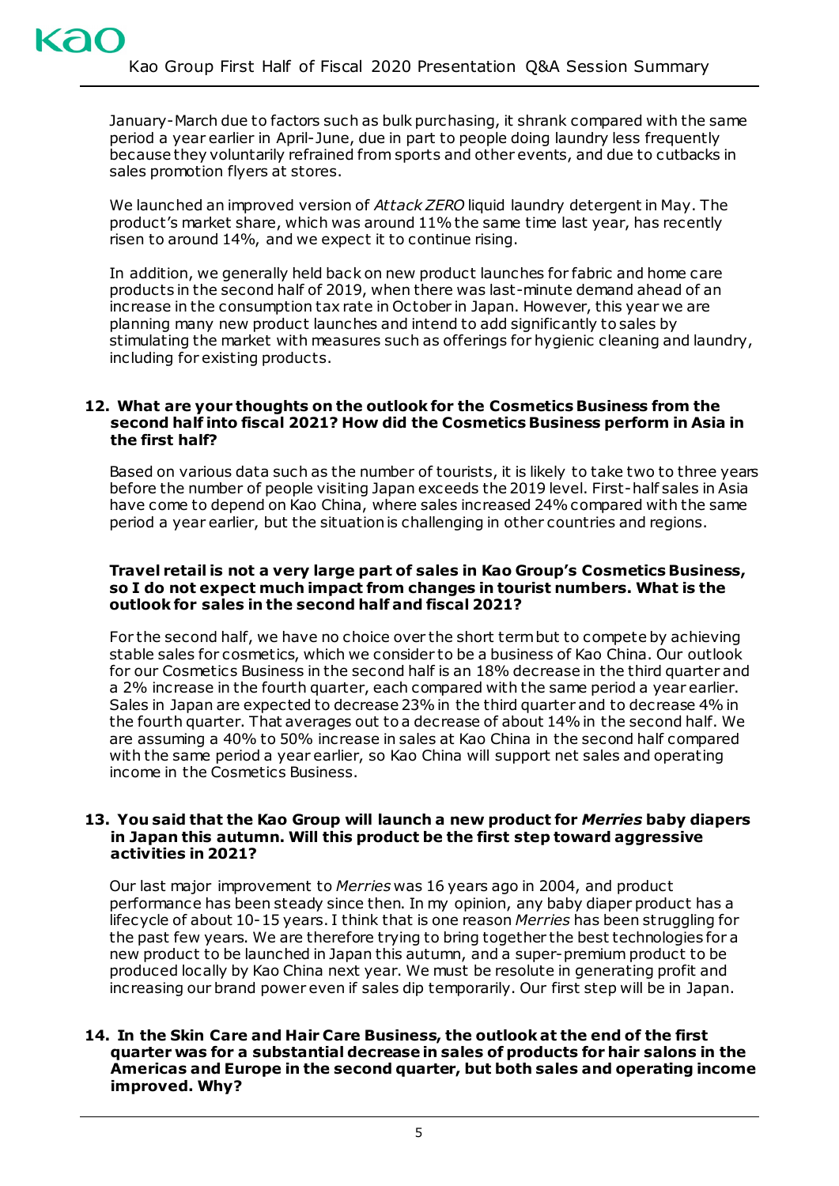January-March due to factors such as bulk purchasing, it shrank compared with the same period a year earlier in April-June, due in part to people doing laundry less frequently because they voluntarily refrained from sports and other events, and due to cutbacks in sales promotion flyers at stores.

We launched an improved version of *Attack ZERO* liquid laundry detergent in May. The product's market share, which was around 11% the same time last year, has recently risen to around 14%, and we expect it to continue rising.

In addition, we generally held back on new product launches for fabric and home care products in the second half of 2019, when there was last-minute demand ahead of an increase in the consumption tax rate in October in Japan. However, this year we are planning many new product launches and intend to add significantly to sales by stimulating the market with measures such as offerings for hygienic cleaning and laundry, including for existing products.

**12. What are your thoughts on the outlook for the Cosmetics Business from the second half into fiscal 2021? How did the Cosmetics Business perform in Asia in the first half?**

Based on various data such as the number of tourists, it is likely to take two to three years before the number of people visiting Japan exceeds the 2019 level. First-half sales in Asia have come to depend on Kao China, where sales increased 24% compared with the same period a year earlier, but the situation is challenging in other countries and regions.

**Travel retail is not a very large part of sales in Kao Group's Cosmetics Business, so I do not expect much impact from changes in tourist numbers. What is the outlook for sales in the second half and fiscal 2021?**

For the second half, we have no choice over the short term but to compete by achieving stable sales for cosmetics, which we consider to be a business of Kao China. Our outlook for our Cosmetics Business in the second half is an 18% decrease in the third quarter and a 2% increase in the fourth quarter, each compared with the same period a year earlier. Sales in Japan are expected to decrease 23% in the third quarter and to decrease 4% in the fourth quarter. That averages out to a decrease of about 14% in the second half. We are assuming a 40% to 50% increase in sales at Kao China in the second half compared with the same period a year earlier, so Kao China will support net sales and operating income in the Cosmetics Business.

**13. You said that the Kao Group will launch a new product for *Merries* baby diapers in Japan this autumn. Will this product be the first step toward aggressive activities in 2021?**

Our last major improvement to *Merries* was 16 years ago in 2004, and product performance has been steady since then. In my opinion, any baby diaper product has a lifecycle of about 10-15 years. I think that is one reason *Merries* has been struggling for the past few years. We are therefore trying to bring together the best technologies for a new product to be launched in Japan this autumn, and a super-premium product to be produced locally by Kao China next year. We must be resolute in generating profit and increasing our brand power even if sales dip temporarily. Our first step will be in Japan.

**14. In the Skin Care and Hair Care Business, the outlook at the end of the first quarter was for a substantial decrease in sales of products for hair salons in the Americas and Europe in the second quarter, but both sales and operating income improved. Why?**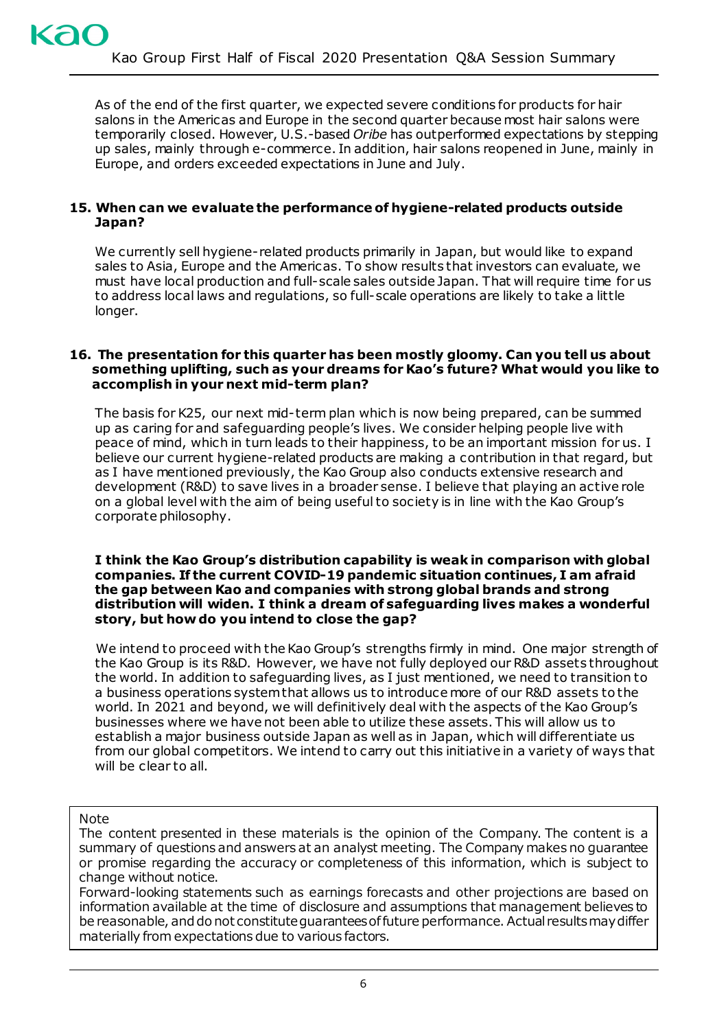As of the end of the first quarter, we expected severe conditions for products for hair salons in the Americas and Europe in the second quarter because most hair salons were temporarily closed. However, U.S.-based *Oribe* has outperformed expectations by stepping up sales, mainly through e-commerce. In addition, hair salons reopened in June, mainly in Europe, and orders exceeded expectations in June and July.

**15. When can we evaluate the performance of hygiene-related products outside Japan?**

We currently sell hygiene-related products primarily in Japan, but would like to expand sales to Asia, Europe and the Americas. To show results that investors can evaluate, we must have local production and full-scale sales outside Japan. That will require time for us to address local laws and regulations, so full-scale operations are likely to take a little longer.

**16. The presentation for this quarter has been mostly gloomy. Can you tell us about something uplifting, such as your dreams for Kao's future? What would you like to accomplish in your next mid-term plan?**

The basis for K25, our next mid-term plan which is now being prepared, can be summed up as caring for and safeguarding people's lives. We consider helping people live with peace of mind, which in turn leads to their happiness, to be an important mission for us. I believe our current hygiene-related products are making a contribution in that regard, but as I have mentioned previously, the Kao Group also conducts extensive research and development (R&D) to save lives in a broader sense. I believe that playing an active role on a global level with the aim of being useful to society is in line with the Kao Group's corporate philosophy.

**I think the Kao Group's distribution capability is weak in comparison with global companies. If the current COVID-19 pandemic situation continues, I am afraid the gap between Kao and companies with strong global brands and strong distribution will widen. I think a dream of safeguarding lives makes a wonderful story, but how do you intend to close the gap?**

We intend to proceed with the Kao Group's strengths firmly in mind. One major strength of the Kao Group is its R&D. However, we have not fully deployed our R&D assets throughout the world. In addition to safeguarding lives, as I just mentioned, we need to transition to a business operations system that allows us to introduce more of our R&D assets to the world. In 2021 and beyond, we will definitively deal with the aspects of the Kao Group's businesses where we have not been able to utilize these assets. This will allow us to establish a major business outside Japan as well as in Japan, which will differentiate us from our global competitors. We intend to carry out this initiative in a variety of ways that will be clear to all.

Note
The content presented in these materials is the opinion of the Company. The content is a summary of questions and answers at an analyst meeting. The Company makes no guarantee or promise regarding the accuracy or completeness of this information, which is subject to change without notice.
Forward-looking statements such as earnings forecasts and other projections are based on information available at the time of disclosure and assumptions that management believes to be reasonable, and do not constitute guarantees of future performance. Actual results may differ materially from expectations due to various factors.